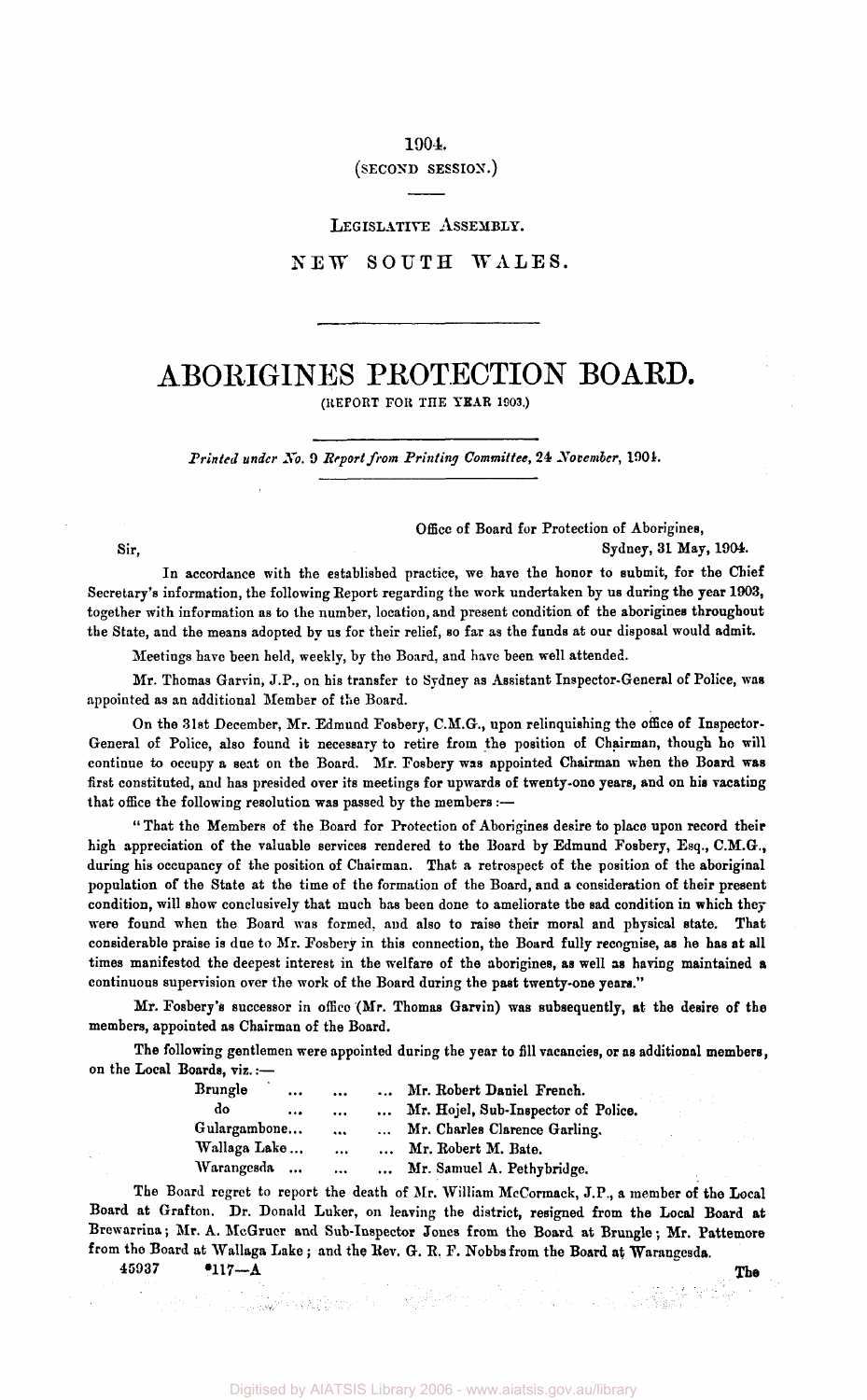1904.

(SECOND SESSION.)

LEGISLATIVE ASSEMBLY.

NEW SOUTH WALES.

# ABORIGINES PROTECTION BOARD.

(REPORT FOR THE YEAR 1903.)

*Printed under No. 9 Report from Printing Committee, 24 November, 1904.*

Office of Board for Protection of Aborigines,
Sydney, 31 May, 1904.

Sir,

In accordance with the established practice, we have the honor to submit, for the Chief Secretary's information, the following Report regarding the work undertaken by us during the year 1903, together with information as to the number, location, and present condition of the aborigines throughout the State, and the means adopted by us for their relief, so far as the funds at our disposal would admit.

Meetings have been held, weekly, by the Board, and have been well attended.

Mr. Thomas Garvin, J.P., on his transfer to Sydney as Assistant Inspector-General of Police, was appointed as an additional Member of the Board.

On the 31st December, Mr. Edmund Fosbery, C.M.G., upon relinquishing the office of Inspector-General of Police, also found it necessary to retire from the position of Chairman, though he will continue to occupy a seat on the Board. Mr. Fosbery was appointed Chairman when the Board was first constituted, and has presided over its meetings for upwards of twenty-one years, and on his vacating that office the following resolution was passed by the members:—

"That the Members of the Board for Protection of Aborigines desire to place upon record their high appreciation of the valuable services rendered to the Board by Edmund Fosbery, Esq., C.M.G., during his occupancy of the position of Chairman. That a retrospect of the position of the aboriginal population of the State at the time of the formation of the Board, and a consideration of their present condition, will show conclusively that much has been done to ameliorate the sad condition in which they were found when the Board was formed, and also to raise their moral and physical state. That considerable praise is due to Mr. Fosbery in this connection, the Board fully recognise, as he has at all times manifested the deepest interest in the welfare of the aborigines, as well as having maintained a continuous supervision over the work of the Board during the past twenty-one years."

Mr. Fosbery's successor in office (Mr. Thomas Garvin) was subsequently, at the desire of the members, appointed as Chairman of the Board.

The following gentlemen were appointed during the year to fill vacancies, or as additional members, on the Local Boards, viz.:—

| | |
|---|---|
| Brungle ... ... ... | Mr. Robert Daniel French. |
| do ... ... ... | Mr. Hojel, Sub-Inspector of Police. |
| Gulargambone... ... ... | Mr. Charles Clarence Garling. |
| Wallaga Lake... ... ... | Mr. Robert M. Bate. |
| Warangesda ... ... ... | Mr. Samuel A. Pethybridge. |

The Board regret to report the death of Mr. William McCormack, J.P., a member of the Local Board at Grafton. Dr. Donald Luker, on leaving the district, resigned from the Local Board at Brewarrina; Mr. A. McGruer and Sub-Inspector Jones from the Board at Brungle; Mr. Pattemore from the Board at Wallaga Lake; and the Rev. G. R. F. Nobbs from the Board at Warangesda.

45937 \*117—A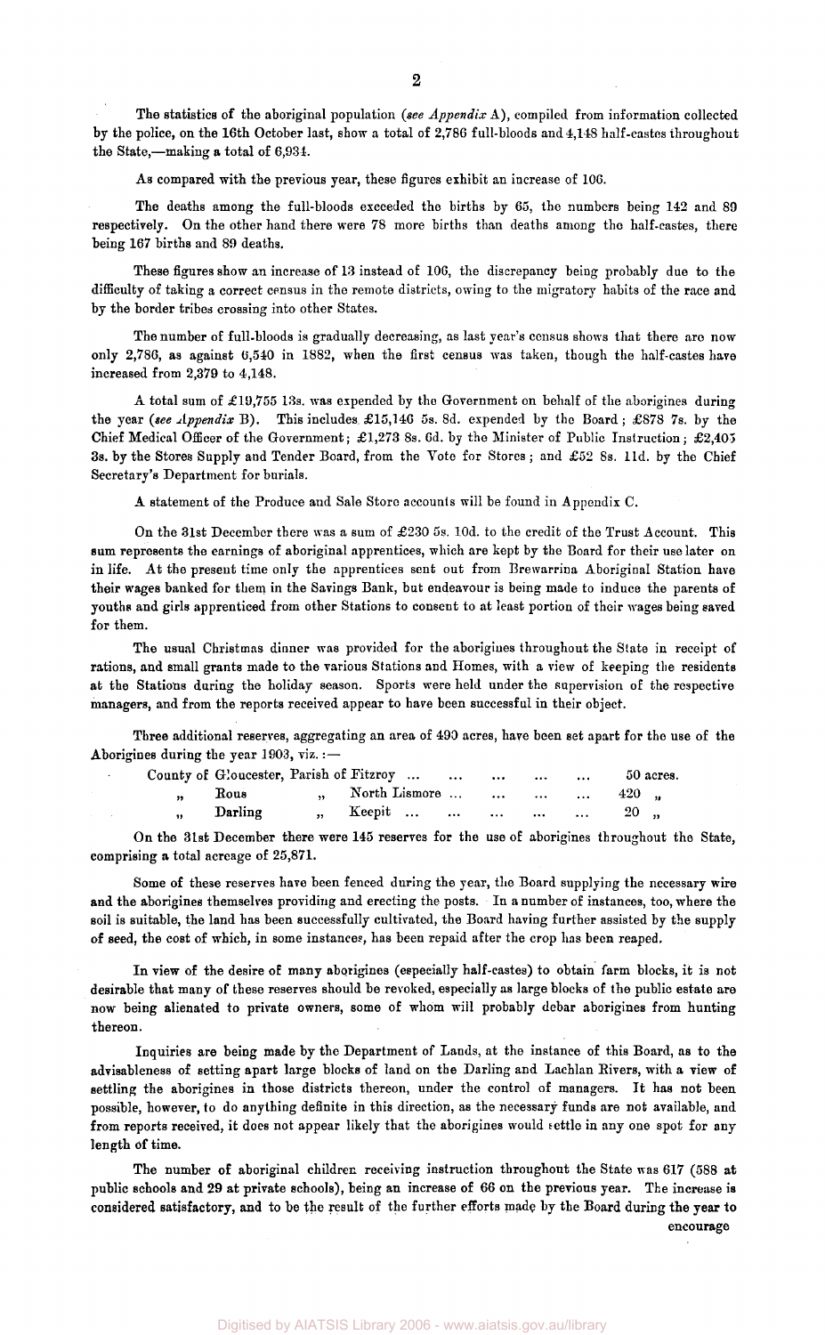The statistics of the aboriginal population (*see Appendix* A), compiled from information collected by the police, on the 16th October last, show a total of 2,786 full-bloods and 4,148 half-castes throughout the State,—making a total of 6,934.

As compared with the previous year, these figures exhibit an increase of 106.

The deaths among the full-bloods exceeded the births by 65, the numbers being 142 and 89 respectively. On the other hand there were 78 more births than deaths among the half-castes, there being 167 births and 89 deaths.

These figures show an increase of 13 instead of 106, the discrepancy being probably due to the difficulty of taking a correct census in the remote districts, owing to the migratory habits of the race and by the border tribes crossing into other States.

The number of full-bloods is gradually decreasing, as last year's census shows that there are now only 2,786, as against 6,540 in 1882, when the first census was taken, though the half-castes have increased from 2,379 to 4,148.

A total sum of £19,755 13s. was expended by the Government on behalf of the aborigines during the year (*see Appendix* B). This includes £15,146 5s. 8d. expended by the Board; £878 7s. by the Chief Medical Officer of the Government; £1,273 8s. 6d. by the Minister of Public Instruction; £2,405 3s. by the Stores Supply and Tender Board, from the Vote for Stores; and £52 8s. 11d. by the Chief Secretary's Department for burials.

A statement of the Produce and Sale Store accounts will be found in Appendix C.

On the 31st December there was a sum of £230 5s. 10d. to the credit of the Trust Account. This sum represents the earnings of aboriginal apprentices, which are kept by the Board for their use later on in life. At the present time only the apprentices sent out from Brewarrina Aboriginal Station have their wages banked for them in the Savings Bank, but endeavour is being made to induce the parents of youths and girls apprenticed from other Stations to consent to at least portion of their wages being saved for them.

The usual Christmas dinner was provided for the aborigines throughout the State in receipt of rations, and small grants made to the various Stations and Homes, with a view of keeping the residents at the Stations during the holiday season. Sports were held under the supervision of the respective managers, and from the reports received appear to have been successful in their object.

Three additional reserves, aggregating an area of 490 acres, have been set apart for the use of the Aborigines during the year 1903, viz.:—

| | | | |
|---|---|---|---|
| County of Gloucester, | Parish of | Fitzroy ... ... ... ... ... | 50 acres. |
| " Rous | " | North Lismore ... ... ... ... | 420 " |
| " Darling | " | Keepit ... ... ... ... ... | 20 " |

On the 31st December there were 145 reserves for the use of aborigines throughout the State, comprising a total acreage of 25,871.

Some of these reserves have been fenced during the year, the Board supplying the necessary wire and the aborigines themselves providing and erecting the posts. In a number of instances, too, where the soil is suitable, the land has been successfully cultivated, the Board having further assisted by the supply of seed, the cost of which, in some instances, has been repaid after the crop has been reaped.

In view of the desire of many aborigines (especially half-castes) to obtain farm blocks, it is not desirable that many of these reserves should be revoked, especially as large blocks of the public estate are now being alienated to private owners, some of whom will probably debar aborigines from hunting thereon.

Inquiries are being made by the Department of Lands, at the instance of this Board, as to the advisableness of setting apart large blocks of land on the Darling and Lachlan Rivers, with a view of settling the aborigines in those districts thereon, under the control of managers. It has not been possible, however, to do anything definite in this direction, as the necessary funds are not available, and from reports received, it does not appear likely that the aborigines would settle in any one spot for any length of time.

The number of aboriginal children receiving instruction throughout the State was 617 (588 at public schools and 29 at private schools), being an increase of 66 on the previous year. The increase is considered satisfactory, and to be the result of the further efforts made by the Board during the year to encourage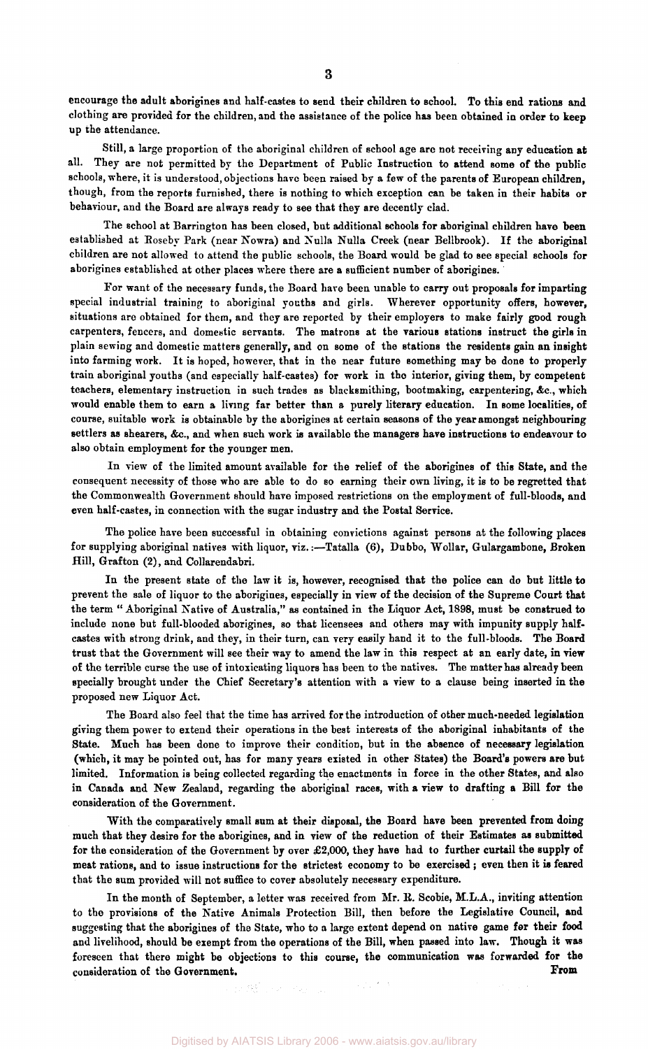encourage the adult aborigines and half-castes to send their children to school. To this end rations and clothing are provided for the children, and the assistance of the police has been obtained in order to keep up the attendance.

Still, a large proportion of the aboriginal children of school age are not receiving any education at all. They are not permitted by the Department of Public Instruction to attend some of the public schools, where, it is understood, objections have been raised by a few of the parents of European children, though, from the reports furnished, there is nothing to which exception can be taken in their habits or behaviour, and the Board are always ready to see that they are decently clad.

The school at Barrington has been closed, but additional schools for aboriginal children have been established at Roseby Park (near Nowra) and Nulla Nulla Creek (near Bellbrook). If the aboriginal children are not allowed to attend the public schools, the Board would be glad to see special schools for aborigines established at other places where there are a sufficient number of aborigines.

For want of the necessary funds, the Board have been unable to carry out proposals for imparting special industrial training to aboriginal youths and girls. Wherever opportunity offers, however, situations are obtained for them, and they are reported by their employers to make fairly good rough carpenters, fencers, and domestic servants. The matrons at the various stations instruct the girls in plain sewing and domestic matters generally, and on some of the stations the residents gain an insight into farming work. It is hoped, however, that in the near future something may be done to properly train aboriginal youths (and especially half-castes) for work in the interior, giving them, by competent teachers, elementary instruction in such trades as blacksmithing, bootmaking, carpentering, &c., which would enable them to earn a living far better than a purely literary education. In some localities, of course, suitable work is obtainable by the aborigines at certain seasons of the year amongst neighbouring settlers as shearers, &c., and when such work is available the managers have instructions to endeavour to also obtain employment for the younger men.

In view of the limited amount available for the relief of the aborigines of this State, and the consequent necessity of those who are able to do so earning their own living, it is to be regretted that the Commonwealth Government should have imposed restrictions on the employment of full-bloods, and even half-castes, in connection with the sugar industry and the Postal Service.

The police have been successful in obtaining convictions against persons at the following places for supplying aboriginal natives with liquor, viz.:—Tatalla (6), Dubbo, Wollar, Gulargambone, Broken Hill, Grafton (2), and Collarendabri.

In the present state of the law it is, however, recognised that the police can do but little to prevent the sale of liquor to the aborigines, especially in view of the decision of the Supreme Court that the term "Aboriginal Native of Australia," as contained in the Liquor Act, 1898, must be construed to include none but full-blooded aborigines, so that licensees and others may with impunity supply half-castes with strong drink, and they, in their turn, can very easily hand it to the full-bloods. The Board trust that the Government will see their way to amend the law in this respect at an early date, in view of the terrible curse the use of intoxicating liquors has been to the natives. The matter has already been specially brought under the Chief Secretary's attention with a view to a clause being inserted in the proposed new Liquor Act.

The Board also feel that the time has arrived for the introduction of other much-needed legislation giving them power to extend their operations in the best interests of the aboriginal inhabitants of the State. Much has been done to improve their condition, but in the absence of necessary legislation (which, it may be pointed out, has for many years existed in other States) the Board's powers are but limited. Information is being collected regarding the enactments in force in the other States, and also in Canada and New Zealand, regarding the aboriginal races, with a view to drafting a Bill for the consideration of the Government.

With the comparatively small sum at their disposal, the Board have been prevented from doing much that they desire for the aborigines, and in view of the reduction of their Estimates as submitted for the consideration of the Government by over £2,000, they have had to further curtail the supply of meat rations, and to issue instructions for the strictest economy to be exercised; even then it is feared that the sum provided will not suffice to cover absolutely necessary expenditure.

In the month of September, a letter was received from Mr. R. Scobie, M.L.A., inviting attention to the provisions of the Native Animals Protection Bill, then before the Legislative Council, and suggesting that the aborigines of the State, who to a large extent depend on native game for their food and livelihood, should be exempt from the operations of the Bill, when passed into law. Though it was foreseen that there might be objections to this course, the communication was forwarded for the consideration of the Government.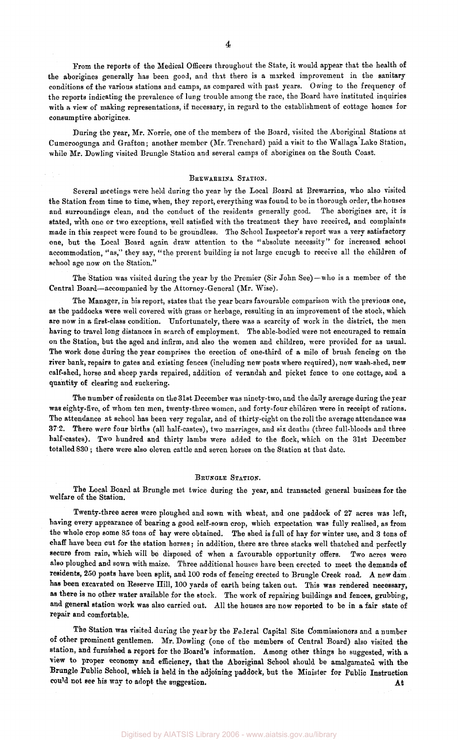From the reports of the Medical Officers throughout the State, it would appear that the health of the aborigines generally has been good, and that there is a marked improvement in the sanitary conditions of the various stations and camps, as compared with past years. Owing to the frequency of the reports indicating the prevalence of lung trouble among the race, the Board have instituted inquiries with a view of making representations, if necessary, in regard to the establishment of cottage homes for consumptive aborigines.

During the year, Mr. Norrie, one of the members of the Board, visited the Aboriginal Stations at Cumeroogunga and Grafton; another member (Mr. Trenchard) paid a visit to the Wallaga Lake Station, while Mr. Dowling visited Brungle Station and several camps of aborigines on the South Coast.

## Brewarrina Station.

Several meetings were held during the year by the Local Board at Brewarrina, who also visited the Station from time to time, when, they report, everything was found to be in thorough order, the houses and surroundings clean, and the conduct of the residents generally good. The aborigines are, it is stated, with one or two exceptions, well satisfied with the treatment they have received, and complaints made in this respect were found to be groundless. The School Inspector's report was a very satisfactory one, but the Local Board again draw attention to the "absolute necessity" for increased school accommodation, "as," they say, "the present building is not large enough to receive all the children of school age now on the Station."

The Station was visited during the year by the Premier (Sir John See)—who is a member of the Central Board—accompanied by the Attorney-General (Mr. Wise).

The Manager, in his report, states that the year bears favourable comparison with the previous one, as the paddocks were well covered with grass or herbage, resulting in an improvement of the stock, which are now in a first-class condition. Unfortunately, there was a scarcity of work in the district, the men having to travel long distances in search of employment. The able-bodied were not encouraged to remain on the Station, but the aged and infirm, and also the women and children, were provided for as usual. The work done during the year comprises the erection of one-third of a mile of brush fencing on the river bank, repairs to gates and existing fences (including new posts where required), new wash-shed, new calf-shed, horse and sheep yards repaired, addition of verandah and picket fence to one cottage, and a quantity of clearing and suckering.

The number of residents on the 31st December was ninety-two, and the daily average during the year was eighty-five, of whom ten men, twenty-three women, and forty-four children were in receipt of rations. The attendance at school has been very regular, and of thirty-eight on the roll the average attendance was 37·2. There were four births (all half-castes), two marriages, and six deaths (three full-bloods and three half-castes). Two hundred and thirty lambs were added to the flock, which on the 31st December totalled 830; there were also eleven cattle and seven horses on the Station at that date.

## Brungle Station.

The Local Board at Brungle met twice during the year, and transacted general business for the welfare of the Station.

Twenty-three acres were ploughed and sown with wheat, and one paddock of 27 acres was left, having every appearance of bearing a good self-sown crop, which expectation was fully realised, as from the whole crop some 85 tons of hay were obtained. The shed is full of hay for winter use, and 3 tons of chaff have been cut for the station horses; in addition, there are three stacks well thatched and perfectly secure from rain, which will be disposed of when a favourable opportunity offers. Two acres were also ploughed and sown with maize. Three additional houses have been erected to meet the demands of residents, 250 posts have been split, and 100 rods of fencing erected to Brungle Creek road. A new dam has been excavated on Reserve Hill, 100 yards of earth being taken out. This was rendered necessary, as there is no other water available for the stock. The work of repairing buildings and fences, grubbing, and general station work was also carried out. All the houses are now reported to be in a fair state of repair and comfortable.

The Station was visited during the year by the Federal Capital Site Commissioners and a number of other prominent gentlemen. Mr. Dowling (one of the members of Central Board) also visited the station, and furnished a report for the Board's information. Among other things he suggested, with a view to proper economy and efficiency, that the Aboriginal School should be amalgamated with the Brungle Public School, which is held in the adjoining paddock, but the Minister for Public Instruction could not see his way to adopt the suggestion.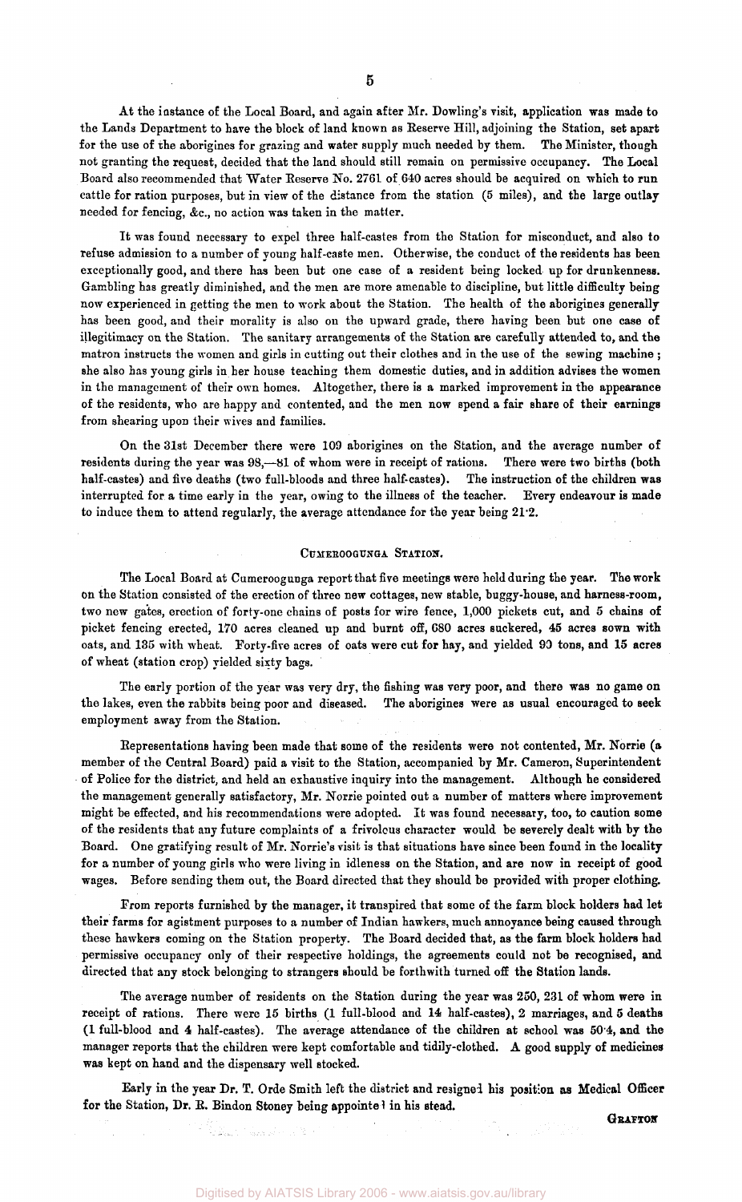At the instance of the Local Board, and again after Mr. Dowling's visit, application was made to the Lands Department to have the block of land known as Reserve Hill, adjoining the Station, set apart for the use of the aborigines for grazing and water supply much needed by them. The Minister, though not granting the request, decided that the land should still remain on permissive occupancy. The Local Board also recommended that Water Reserve No. 2761 of 640 acres should be acquired on which to run cattle for ration purposes, but in view of the distance from the station (5 miles), and the large outlay needed for fencing, &c., no action was taken in the matter.

It was found necessary to expel three half-castes from the Station for misconduct, and also to refuse admission to a number of young half-caste men. Otherwise, the conduct of the residents has been exceptionally good, and there has been but one case of a resident being locked up for drunkenness. Gambling has greatly diminished, and the men are more amenable to discipline, but little difficulty being now experienced in getting the men to work about the Station. The health of the aborigines generally has been good, and their morality is also on the upward grade, there having been but one case of illegitimacy on the Station. The sanitary arrangements of the Station are carefully attended to, and the matron instructs the women and girls in cutting out their clothes and in the use of the sewing machine; she also has young girls in her house teaching them domestic duties, and in addition advises the women in the management of their own homes. Altogether, there is a marked improvement in the appearance of the residents, who are happy and contented, and the men now spend a fair share of their earnings from shearing upon their wives and families.

On the 31st December there were 109 aborigines on the Station, and the average number of residents during the year was 98,—81 of whom were in receipt of rations. There were two births (both half-castes) and five deaths (two full-bloods and three half-castes). The instruction of the children was interrupted for a time early in the year, owing to the illness of the teacher. Every endeavour is made to induce them to attend regularly, the average attendance for the year being 21·2.

## Cumeroogunga Station.

The Local Board at Cumeroogunga report that five meetings were held during the year. The work on the Station consisted of the erection of three new cottages, new stable, buggy-house, and harness-room, two new gates, erection of forty-one chains of posts for wire fence, 1,000 pickets cut, and 5 chains of picket fencing erected, 170 acres cleaned up and burnt off, 680 acres suckered, 45 acres sown with oats, and 135 with wheat. Forty-five acres of oats were cut for hay, and yielded 90 tons, and 15 acres of wheat (station crop) yielded sixty bags.

The early portion of the year was very dry, the fishing was very poor, and there was no game on the lakes, even the rabbits being poor and diseased. The aborigines were as usual encouraged to seek employment away from the Station.

Representations having been made that some of the residents were not contented, Mr. Norrie (a member of the Central Board) paid a visit to the Station, accompanied by Mr. Cameron, Superintendent of Police for the district, and held an exhaustive inquiry into the management. Although he considered the management generally satisfactory, Mr. Norrie pointed out a number of matters where improvement might be effected, and his recommendations were adopted. It was found necessary, too, to caution some of the residents that any future complaints of a frivolous character would be severely dealt with by the Board. One gratifying result of Mr. Norrie's visit is that situations have since been found in the locality for a number of young girls who were living in idleness on the Station, and are now in receipt of good wages. Before sending them out, the Board directed that they should be provided with proper clothing.

From reports furnished by the manager, it transpired that some of the farm block holders had let their farms for agistment purposes to a number of Indian hawkers, much annoyance being caused through these hawkers coming on the Station property. The Board decided that, as the farm block holders had permissive occupancy only of their respective holdings, the agreements could not be recognised, and directed that any stock belonging to strangers should be forthwith turned off the Station lands.

The average number of residents on the Station during the year was 250, 231 of whom were in receipt of rations. There were 15 births (1 full-blood and 14 half-castes), 2 marriages, and 5 deaths (1 full-blood and 4 half-castes). The average attendance of the children at school was 50·4, and the manager reports that the children were kept comfortable and tidily-clothed. A good supply of medicines was kept on hand and the dispensary well stocked.

Early in the year Dr. T. Orde Smith left the district and resigned his position as Medical Officer for the Station, Dr. E. Bindon Stoney being appointed in his stead.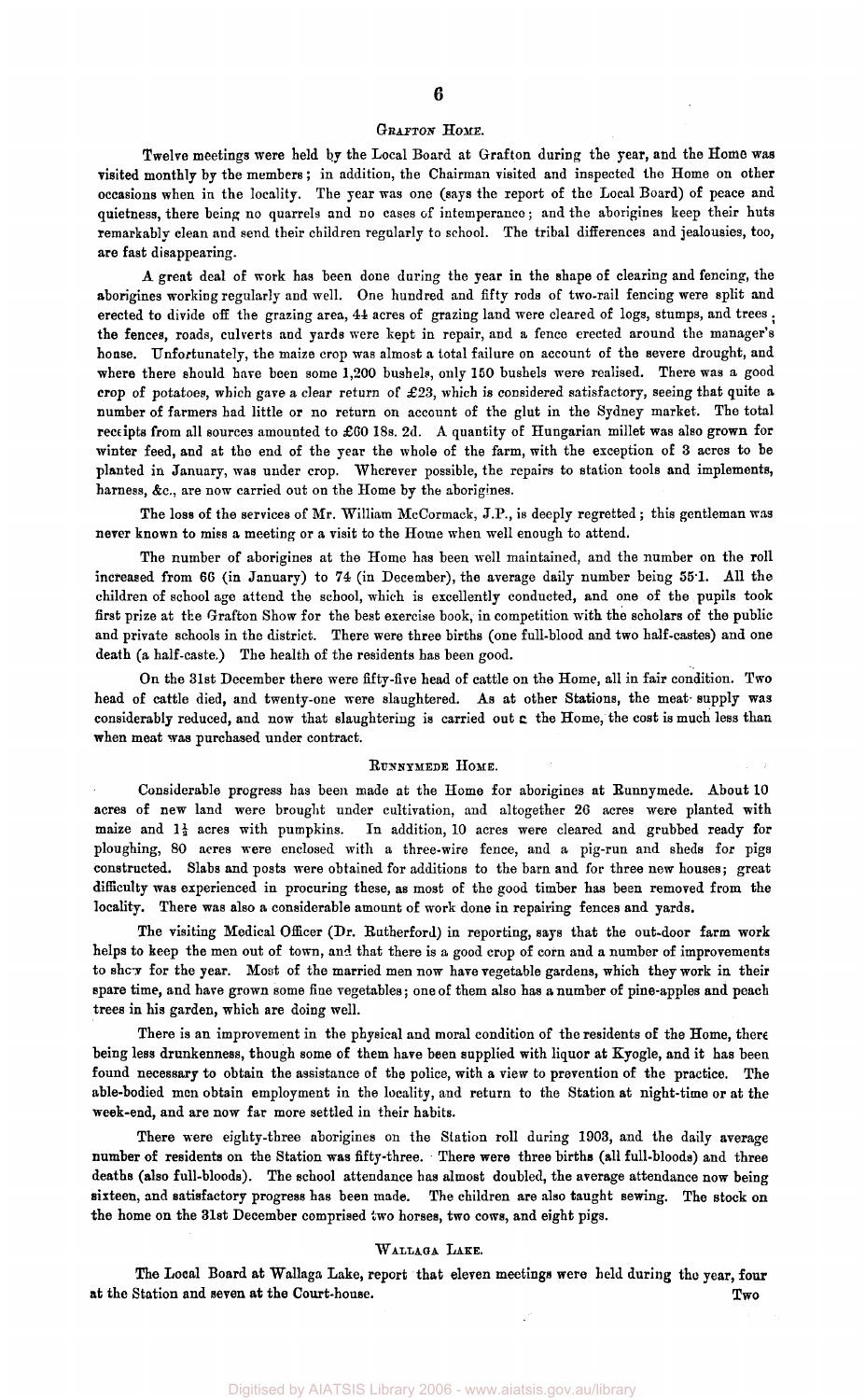### Grafton Home.

Twelve meetings were held by the Local Board at Grafton during the year, and the Home was visited monthly by the members; in addition, the Chairman visited and inspected the Home on other occasions when in the locality. The year was one (says the report of the Local Board) of peace and quietness, there being no quarrels and no cases of intemperance; and the aborigines keep their huts remarkably clean and send their children regularly to school. The tribal differences and jealousies, too, are fast disappearing.

A great deal of work has been done during the year in the shape of clearing and fencing, the aborigines working regularly and well. One hundred and fifty rods of two-rail fencing were split and erected to divide off the grazing area, 44 acres of grazing land were cleared of logs, stumps, and trees; the fences, roads, culverts and yards were kept in repair, and a fence erected around the manager's house. Unfortunately, the maize crop was almost a total failure on account of the severe drought, and where there should have been some 1,200 bushels, only 150 bushels were realised. There was a good crop of potatoes, which gave a clear return of £23, which is considered satisfactory, seeing that quite a number of farmers had little or no return on account of the glut in the Sydney market. The total receipts from all sources amounted to £60 18s. 2d. A quantity of Hungarian millet was also grown for winter feed, and at the end of the year the whole of the farm, with the exception of 3 acres to be planted in January, was under crop. Wherever possible, the repairs to station tools and implements, harness, &c., are now carried out on the Home by the aborigines.

The loss of the services of Mr. William McCormack, J.P., is deeply regretted; this gentleman was never known to miss a meeting or a visit to the Home when well enough to attend.

The number of aborigines at the Home has been well maintained, and the number on the roll increased from 66 (in January) to 74 (in December), the average daily number being 55·1. All the children of school age attend the school, which is excellently conducted, and one of the pupils took first prize at the Grafton Show for the best exercise book, in competition with the scholars of the public and private schools in the district. There were three births (one full-blood and two half-castes) and one death (a half-caste.) The health of the residents has been good.

On the 31st December there were fifty-five head of cattle on the Home, all in fair condition. Two head of cattle died, and twenty-one were slaughtered. As at other Stations, the meat supply was considerably reduced, and now that slaughtering is carried out c the Home, the cost is much less than when meat was purchased under contract.

### Runnymede Home.

Considerable progress has been made at the Home for aborigines at Runnymede. About 10 acres of new land were brought under cultivation, and altogether 26 acres were planted with maize and 1½ acres with pumpkins. In addition, 10 acres were cleared and grubbed ready for ploughing, 80 acres were enclosed with a three-wire fence, and a pig-run and sheds for pigs constructed. Slabs and posts were obtained for additions to the barn and for three new houses; great difficulty was experienced in procuring these, as most of the good timber has been removed from the locality. There was also a considerable amount of work done in repairing fences and yards.

The visiting Medical Officer (Dr. Rutherford) in reporting, says that the out-door farm work helps to keep the men out of town, and that there is a good crop of corn and a number of improvements to show for the year. Most of the married men now have vegetable gardens, which they work in their spare time, and have grown some fine vegetables; one of them also has a number of pine-apples and peach trees in his garden, which are doing well.

There is an improvement in the physical and moral condition of the residents of the Home, there being less drunkenness, though some of them have been supplied with liquor at Kyogle, and it has been found necessary to obtain the assistance of the police, with a view to prevention of the practice. The able-bodied men obtain employment in the locality, and return to the Station at night-time or at the week-end, and are now far more settled in their habits.

There were eighty-three aborigines on the Station roll during 1903, and the daily average number of residents on the Station was fifty-three. There were three births (all full-bloods) and three deaths (also full-bloods). The school attendance has almost doubled, the average attendance now being sixteen, and satisfactory progress has been made. The children are also taught sewing. The stock on the home on the 31st December comprised two horses, two cows, and eight pigs.

### Wallaga Lake.

The Local Board at Wallaga Lake, report that eleven meetings were held during the year, four at the Station and seven at the Court-house.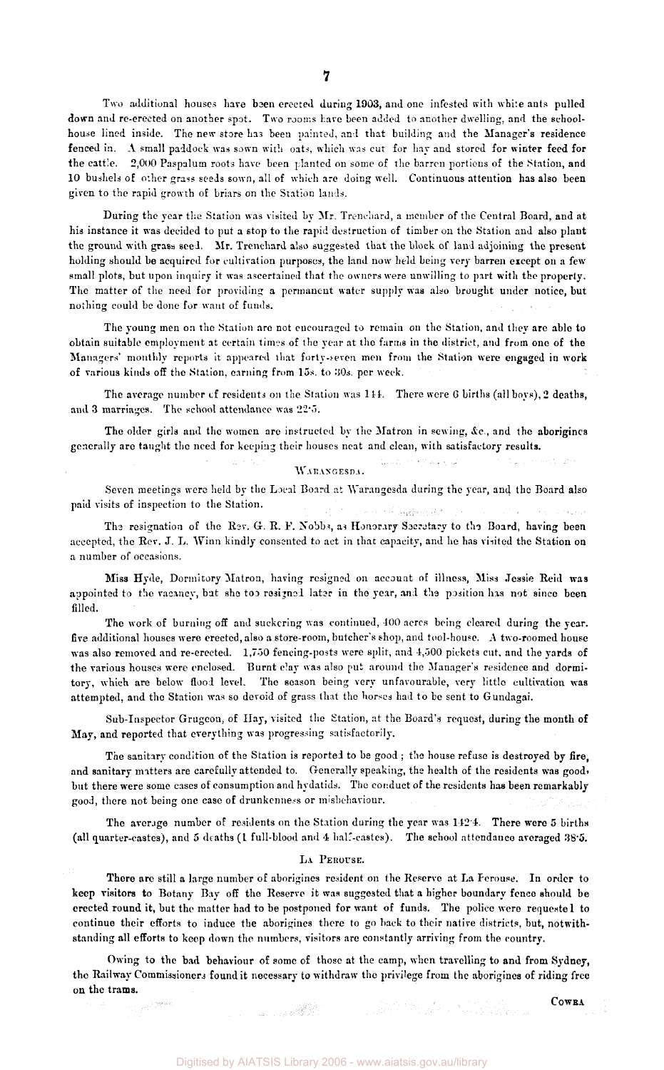Two additional houses have been erected during 1903, and one infested with white ants pulled down and re-erected on another spot. Two rooms have been added to another dwelling, and the school-house lined inside. The new store has been painted, and that building and the Manager's residence fenced in. A small paddock was sown with oats, which was cut for hay and stored for winter feed for the cattle. 2,000 Paspalum roots have been planted on some of the barren portions of the Station, and 10 bushels of other grass seeds sown, all of which are doing well. Continuous attention has also been given to the rapid growth of briars on the Station lands.

During the year the Station was visited by Mr. Trenchard, a member of the Central Board, and at his instance it was decided to put a stop to the rapid destruction of timber on the Station and also plant the ground with grass seed. Mr. Trenchard also suggested that the block of land adjoining the present holding should be acquired for cultivation purposes, the land now held being very barren except on a few small plots, but upon inquiry it was ascertained that the owners were unwilling to part with the property. The matter of the need for providing a permanent water supply was also brought under notice, but nothing could be done for want of funds.

The young men on the Station are not encouraged to remain on the Station, and they are able to obtain suitable employment at certain times of the year at the farms in the district, and from one of the Managers' monthly reports it appeared that forty-seven men from the Station were engaged in work of various kinds off the Station, earning from 15s. to 30s. per week.

The average number of residents on the Station was 144. There were 6 births (all boys), 2 deaths, and 3 marriages. The school attendance was 22·5.

The older girls and the women are instructed by the Matron in sewing, &c., and the aborigines generally are taught the need for keeping their houses neat and clean, with satisfactory results.

## WARANGESDA.

Seven meetings were held by the Local Board at Warangesda during the year, and the Board also paid visits of inspection to the Station.

The resignation of the Rev. G. R. F. Nobbs, as Honorary Secretary to the Board, having been accepted, the Rev. J. L. Winn kindly consented to act in that capacity, and he has visited the Station on a number of occasions.

Miss Hyde, Dormitory Matron, having resigned on account of illness, Miss Jessie Reid was appointed to the vacancy, but she too resigned later in the year, and the position has not since been filled.

The work of burning off and suckering was continued, 400 acres being cleared during the year. five additional houses were erected, also a store-room, butcher's shop, and tool-house. A two-roomed house was also removed and re-erected. 1,750 fencing-posts were split, and 4,500 pickets cut, and the yards of the various houses were enclosed. Burnt clay was also put around the Manager's residence and dormitory, which are below flood level. The season being very unfavourable, very little cultivation was attempted, and the Station was so devoid of grass that the horses had to be sent to Gundagai.

Sub-Inspector Grugeon, of Hay, visited the Station, at the Board's request, during the month of May, and reported that everything was progressing satisfactorily.

The sanitary condition of the Station is reported to be good; the house refuse is destroyed by fire, and sanitary matters are carefully attended to. Generally speaking, the health of the residents was good, but there were some cases of consumption and hydatids. The conduct of the residents has been remarkably good, there not being one case of drunkenness or misbehaviour.

The average number of residents on the Station during the year was 142·4. There were 5 births (all quarter-castes), and 5 deaths (1 full-blood and 4 half-castes). The school attendance averaged 38·5.

## LA PEROUSE.

There are still a large number of aborigines resident on the Reserve at La Perouse. In order to keep visitors to Botany Bay off the Reserve it was suggested that a higher boundary fence should be erected round it, but the matter had to be postponed for want of funds. The police were requested to continue their efforts to induce the aborigines there to go back to their native districts, but, notwithstanding all efforts to keep down the numbers, visitors are constantly arriving from the country.

Owing to the bad behaviour of some of those at the camp, when travelling to and from Sydney, the Railway Commissioners found it necessary to withdraw the privilege from the aborigines of riding free on the trams.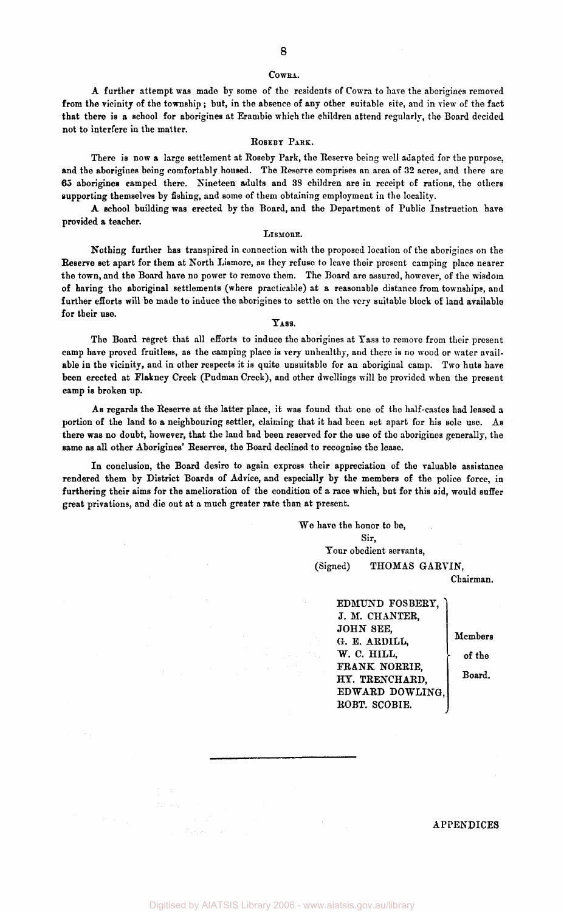### Cowra.

A further attempt was made by some of the residents of Cowra to have the aborigines removed from the vicinity of the township; but, in the absence of any other suitable site, and in view of the fact that there is a school for aborigines at Erambie which the children attend regularly, the Board decided not to interfere in the matter.

### Roseby Park.

There is now a large settlement at Roseby Park, the Reserve being well adapted for the purpose, and the aborigines being comfortably housed. The Reserve comprises an area of 32 acres, and there are 65 aborigines camped there. Nineteen adults and 38 children are in receipt of rations, the others supporting themselves by fishing, and some of them obtaining employment in the locality.

A school building was erected by the Board, and the Department of Public Instruction have provided a teacher.

### Lismore.

Nothing further has transpired in connection with the proposed location of the aborigines on the Reserve set apart for them at North Lismore, as they refuse to leave their present camping place nearer the town, and the Board have no power to remove them. The Board are assured, however, of the wisdom of having the aboriginal settlements (where practicable) at a reasonable distance from townships, and further efforts will be made to induce the aborigines to settle on the very suitable block of land available for their use.

### Yass.

The Board regret that all efforts to induce the aborigines at Yass to remove from their present camp have proved fruitless, as the camping place is very unhealthy, and there is no wood or water available in the vicinity, and in other respects it is quite unsuitable for an aboriginal camp. Two huts have been erected at Flakney Creek (Pudman Creek), and other dwellings will be provided when the present camp is broken up.

As regards the Reserve at the latter place, it was found that one of the half-castes had leased a portion of the land to a neighbouring settler, claiming that it had been set apart for his sole use. As there was no doubt, however, that the land had been reserved for the use of the aborigines generally, the same as all other Aborigines' Reserves, the Board declined to recognise the lease.

In conclusion, the Board desire to again express their appreciation of the valuable assistance rendered them by District Boards of Advice, and especially by the members of the police force, in furthering their aims for the amelioration of the condition of a race which, but for this aid, would suffer great privations, and die out at a much greater rate than at present.

We have the honor to be,
Sir,
Your obedient servants,
(Signed) THOMAS GARVIN,
Chairman.

EDMUND FOSBERY,
J. M. CHANTER,
JOHN SEE,
G. E. ARDILL,
W. C. HILL,
FRANK NORRIE,
HY. TRENCHARD,
EDWARD DOWLING,
ROBT. SCOBIE.
} Members of the Board.

---

APPENDICES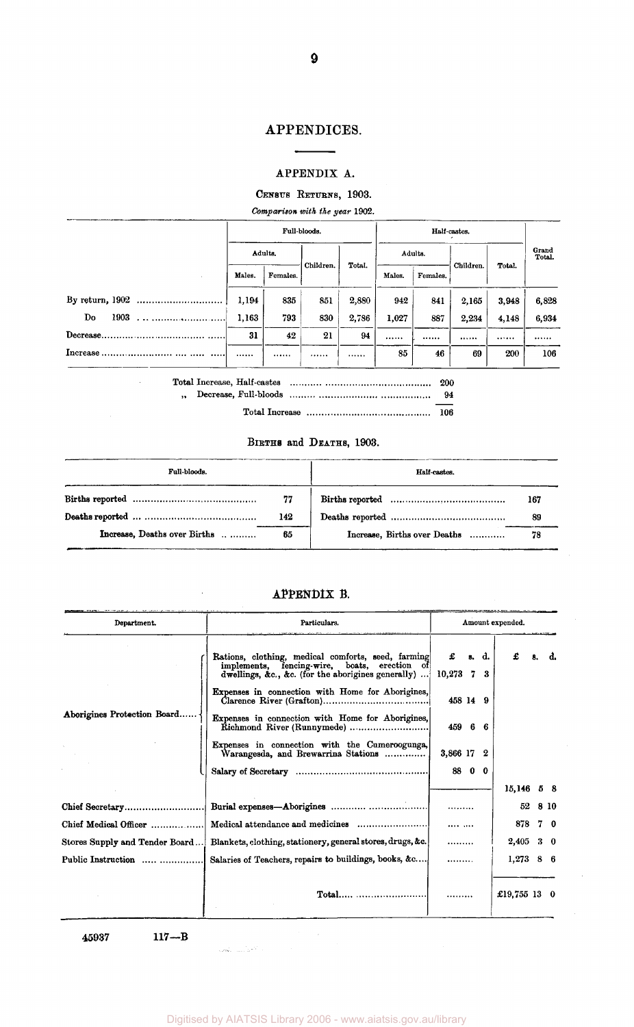# APPENDICES.

## APPENDIX A.

### CENSUS RETURNS, 1903.

*Comparison with the year 1902.*

| | Full-bloods. | | | | Half-castes. | | | | Grand Total. |
|---|---|---|---|---|---|---|---|---|---|
| | Adults. | | Children. | Total. | Adults. | | Children. | Total. | |
| | Males. | Females. | | | Males. | Females. | | | |
| By return, 1902 | 1,194 | 835 | 851 | 2,880 | 942 | 841 | 2,165 | 3,948 | 6,828 |
| Do 1903 | 1,163 | 793 | 830 | 2,786 | 1,027 | 887 | 2,234 | 4,148 | 6,934 |
| Decrease | 31 | 42 | 21 | 94 | ...... | ...... | ...... | ...... | ...... |
| Increase | ...... | ...... | ...... | ...... | 85 | 46 | 69 | 200 | 106 |

Total Increase, Half-castes ........ 200
,, Decrease, Full-bloods ........ 94

Total Increase ........ 106

### BIRTHS and DEATHS, 1903.

| Full-bloods. | | Half-castes. | |
|---|---|---|---|
| Births reported | 77 | Births reported | 167 |
| Deaths reported | 142 | Deaths reported | 89 |
| **Increase, Deaths over Births** | 65 | **Increase, Births over Deaths** | 78 |

## APPENDIX B.

| Department. | Particulars. | Amount expended. | |
|---|---|---|---|
| | | £ s. d. | £ s. d. |
| Aborigines Protection Board | Rations, clothing, medical comforts, seed, farming implements, fencing-wire, boats, erection of dwellings, &c., &c. (for the aborigines generally) ... | 10,273 7 3 | |
| | Expenses in connection with Home for Aborigines, Clarence River (Grafton) | 458 14 9 | |
| | Expenses in connection with Home for Aborigines, Richmond River (Runnymede) | 459 6 6 | |
| | Expenses in connection with the Cumeroogunga, Warangesda, and Brewarrina Stations | 3,866 17 2 | |
| | Salary of Secretary | 88 0 0 | |
| | | | 15,146 5 8 |
| Chief Secretary | Burial expenses—Aborigines | ......... | 52 8 10 |
| Chief Medical Officer | Medical attendance and medicines | .... .... | 878 7 0 |
| Stores Supply and Tender Board | Blankets, clothing, stationery, general stores, drugs, &c. | ......... | 2,405 3 0 |
| Public Instruction | Salaries of Teachers, repairs to buildings, books, &c. | ......... | 1,273 8 6 |
| | Total | ......... | £19,755 13 0 |

45937 117—B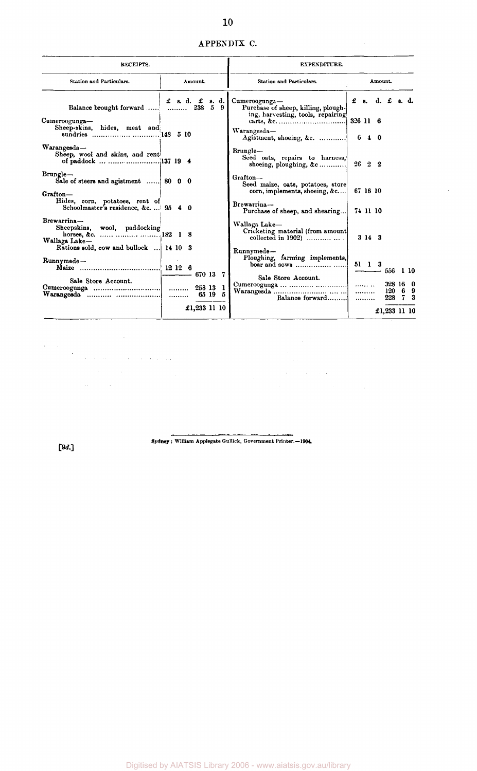## APPENDIX C.

| RECEIPTS. Station and Particulars. | Amount. £ s. d. | £ s. d. | EXPENDITURE. Station and Particulars. | Amount. £ s. d. | £ s. d. |
|---|---|---|---|---|---|
| Balance brought forward | ......... | 238 5 9 | Cumeroogunga—Purchase of sheep, killing, ploughing, harvesting, tools, repairing carts, &c. | 326 11 6 | |
| Cumeroogunga—Sheep-skins, hides, meat and sundries | 143 5 10 | | Warangesda—Agistment, shoeing, &c. | 6 4 0 | |
| Warangesda—Sheep, wool and skins, and rent of paddock | 137 19 4 | | Brungle—Seed oats, repairs to harness, shoeing, ploughing, &c | 26 2 2 | |
| Brungle—Sale of steers and agistment | 80 0 0 | | Grafton—Seed maize, oats, potatoes, store corn, implements, shoeing, &c. | 67 16 10 | |
| Grafton—Hides, corn, potatoes, rent of Schoolmaster's residence, &c. | 95 4 0 | | Brewarrina—Purchase of sheep, and shearing | 74 11 10 | |
| Brewarrina—Sheepskins, wool, paddocking horses, &c. | 182 1 8 | | Wallaga Lake—Cricketing material (from amount collected in 1902) | 3 14 3 | |
| Wallaga Lake—Rations sold, cow and bullock | 14 10 3 | | Runnymede—Ploughing, farming implements, boar and sows | 51 1 3 | 556 1 10 |
| Runnymede—Maize | 12 12 6 | 670 13 7 | | | |
| Sale Store Account. | | | Sale Store Account. | | |
| Cumeroogunga | ......... | 258 13 1 | Cumeroogunga | ......... | 328 16 0 |
| Warangesda | ......... | 65 19 5 | Warangesda | ......... | 120 6 9 |
| | | | Balance forward | ......... | 228 7 3 |
| | | £1,233 11 10 | | | £1,233 11 10 |

Sydney: William Applegate Gullick, Government Printer.—1904.

[9d.]